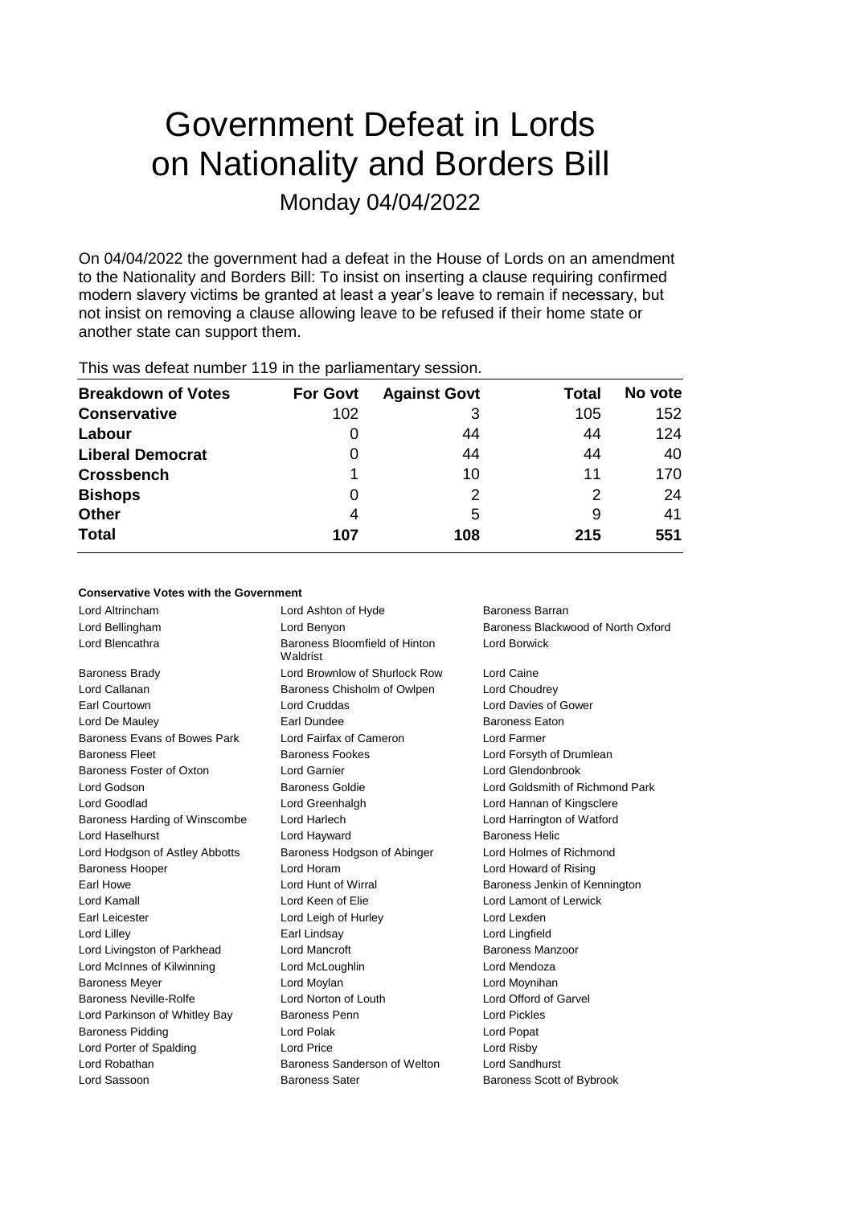# Government Defeat in Lords on Nationality and Borders Bill

## Monday 04/04/2022

On 04/04/2022 the government had a defeat in the House of Lords on an amendment to the Nationality and Borders Bill: To insist on inserting a clause requiring confirmed modern slavery victims be granted at least a year's leave to remain if necessary, but not insist on removing a clause allowing leave to be refused if their home state or another state can support them.

This was defeat number 119 in the parliamentary session.

| Breakdown of Votes | For Govt | Against Govt | Total | No vote |
|---|---|---|---|---|
| Conservative | 102 | 3 | 105 | 152 |
| Labour | 0 | 44 | 44 | 124 |
| Liberal Democrat | 0 | 44 | 44 | 40 |
| Crossbench | 1 | 10 | 11 | 170 |
| Bishops | 0 | 2 | 2 | 24 |
| Other | 4 | 5 | 9 | 41 |
| **Total** | **107** | **108** | **215** | **551** |

**Conservative Votes with the Government**

| | | |
|---|---|---|
| Lord Altrincham | Lord Ashton of Hyde | Baroness Barran |
| Lord Bellingham | Lord Benyon | Baroness Blackwood of North Oxford |
| Lord Blencathra | Baroness Bloomfield of Hinton Waldrist | Lord Borwick |
| Baroness Brady | Lord Brownlow of Shurlock Row | Lord Caine |
| Lord Callanan | Baroness Chisholm of Owlpen | Lord Choudrey |
| Earl Courtown | Lord Cruddas | Lord Davies of Gower |
| Lord De Mauley | Earl Dundee | Baroness Eaton |
| Baroness Evans of Bowes Park | Lord Fairfax of Cameron | Lord Farmer |
| Baroness Fleet | Baroness Fookes | Lord Forsyth of Drumlean |
| Baroness Foster of Oxton | Lord Garnier | Lord Glendonbrook |
| Lord Godson | Baroness Goldie | Lord Goldsmith of Richmond Park |
| Lord Goodlad | Lord Greenhalgh | Lord Hannan of Kingsclere |
| Baroness Harding of Winscombe | Lord Harlech | Lord Harrington of Watford |
| Lord Haselhurst | Lord Hayward | Baroness Helic |
| Lord Hodgson of Astley Abbotts | Baroness Hodgson of Abinger | Lord Holmes of Richmond |
| Baroness Hooper | Lord Horam | Lord Howard of Rising |
| Earl Howe | Lord Hunt of Wirral | Baroness Jenkin of Kennington |
| Lord Kamall | Lord Keen of Elie | Lord Lamont of Lerwick |
| Earl Leicester | Lord Leigh of Hurley | Lord Lexden |
| Lord Lilley | Earl Lindsay | Lord Lingfield |
| Lord Livingston of Parkhead | Lord Mancroft | Baroness Manzoor |
| Lord McInnes of Kilwinning | Lord McLoughlin | Lord Mendoza |
| Baroness Meyer | Lord Moylan | Lord Moynihan |
| Baroness Neville-Rolfe | Lord Norton of Louth | Lord Offord of Garvel |
| Lord Parkinson of Whitley Bay | Baroness Penn | Lord Pickles |
| Baroness Pidding | Lord Polak | Lord Popat |
| Lord Porter of Spalding | Lord Price | Lord Risby |
| Lord Robathan | Baroness Sanderson of Welton | Lord Sandhurst |
| Lord Sassoon | Baroness Sater | Baroness Scott of Bybrook |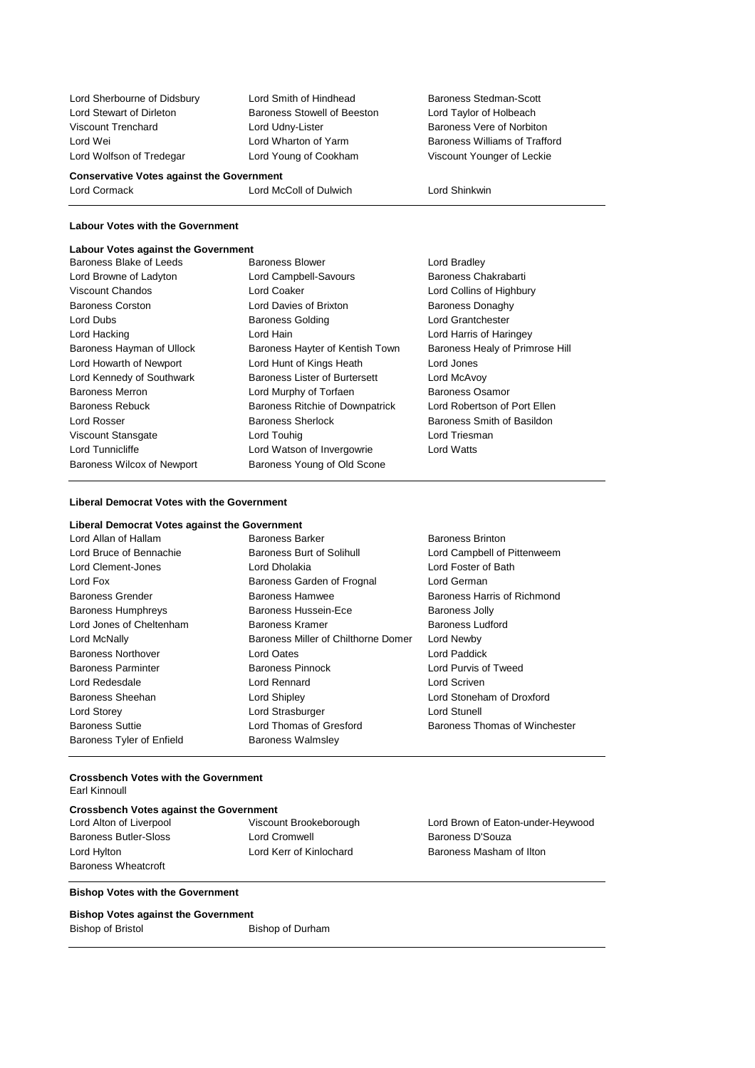Lord Sherbourne of Didsbury
Lord Smith of Hindhead
Baroness Stedman-Scott
Lord Stewart of Dirleton
Baroness Stowell of Beeston
Lord Taylor of Holbeach
Viscount Trenchard
Lord Udny-Lister
Baroness Vere of Norbiton
Lord Wei
Lord Wharton of Yarm
Baroness Williams of Trafford
Lord Wolfson of Tredegar
Lord Young of Cookham
Viscount Younger of Leckie

**Conservative Votes against the Government**

Lord Cormack
Lord McColl of Dulwich
Lord Shinkwin

**Labour Votes with the Government**

**Labour Votes against the Government**

Baroness Blake of Leeds
Baroness Blower
Lord Bradley
Lord Browne of Ladyton
Lord Campbell-Savours
Baroness Chakrabarti
Viscount Chandos
Lord Coaker
Lord Collins of Highbury
Baroness Corston
Lord Davies of Brixton
Baroness Donaghy
Lord Dubs
Baroness Golding
Lord Grantchester
Lord Hacking
Lord Hain
Lord Harris of Haringey
Baroness Hayman of Ullock
Baroness Hayter of Kentish Town
Baroness Healy of Primrose Hill
Lord Howarth of Newport
Lord Hunt of Kings Heath
Lord Jones
Lord Kennedy of Southwark
Baroness Lister of Burtersett
Lord McAvoy
Baroness Merron
Lord Murphy of Torfaen
Baroness Osamor
Baroness Rebuck
Baroness Ritchie of Downpatrick
Lord Robertson of Port Ellen
Lord Rosser
Baroness Sherlock
Baroness Smith of Basildon
Viscount Stansgate
Lord Touhig
Lord Triesman
Lord Tunnicliffe
Lord Watson of Invergowrie
Lord Watts
Baroness Wilcox of Newport
Baroness Young of Old Scone

**Liberal Democrat Votes with the Government**

**Liberal Democrat Votes against the Government**

Lord Allan of Hallam
Baroness Barker
Baroness Brinton
Lord Bruce of Bennachie
Baroness Burt of Solihull
Lord Campbell of Pittenweem
Lord Clement-Jones
Lord Dholakia
Lord Foster of Bath
Lord Fox
Baroness Garden of Frognal
Lord German
Baroness Grender
Baroness Hamwee
Baroness Harris of Richmond
Baroness Humphreys
Baroness Hussein-Ece
Baroness Jolly
Lord Jones of Cheltenham
Baroness Kramer
Baroness Ludford
Lord McNally
Baroness Miller of Chilthorne Domer
Lord Newby
Baroness Northover
Lord Oates
Lord Paddick
Baroness Parminter
Baroness Pinnock
Lord Purvis of Tweed
Lord Redesdale
Lord Rennard
Lord Scriven
Baroness Sheehan
Lord Shipley
Lord Stoneham of Droxford
Lord Storey
Lord Strasburger
Lord Stunell
Baroness Suttie
Lord Thomas of Gresford
Baroness Thomas of Winchester
Baroness Tyler of Enfield
Baroness Walmsley

**Crossbench Votes with the Government**

Earl Kinnoull

**Crossbench Votes against the Government**

Lord Alton of Liverpool
Viscount Brookeborough
Lord Brown of Eaton-under-Heywood
Baroness Butler-Sloss
Lord Cromwell
Baroness D'Souza
Lord Hylton
Lord Kerr of Kinlochard
Baroness Masham of Ilton
Baroness Wheatcroft

**Bishop Votes with the Government**

**Bishop Votes against the Government**

Bishop of Bristol
Bishop of Durham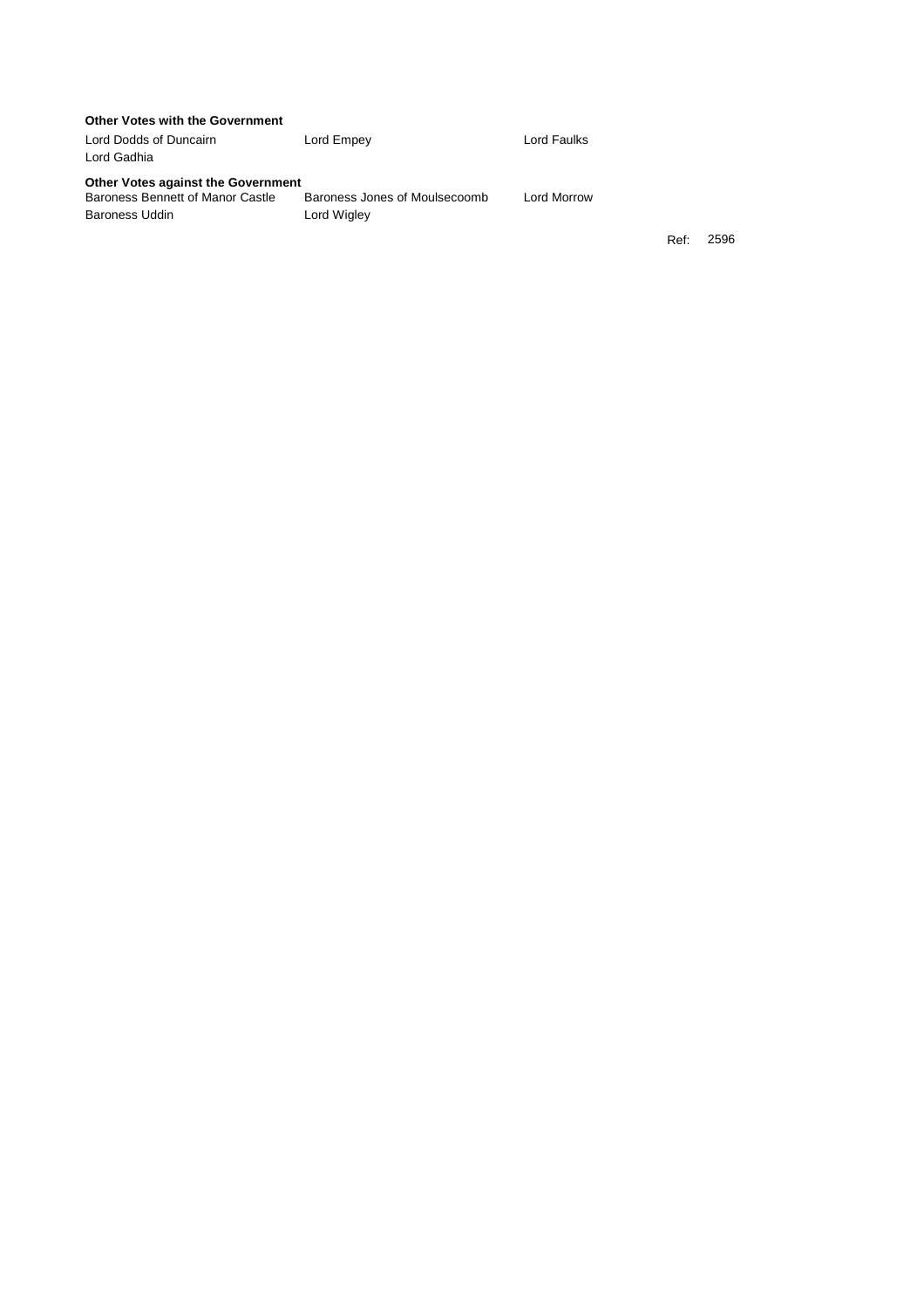**Other Votes with the Government**

| | | |
|---|---|---|
| Lord Dodds of Duncairn | Lord Empey | Lord Faulks |
| Lord Gadhia | | |

**Other Votes against the Government**

| | | |
|---|---|---|
| Baroness Bennett of Manor Castle | Baroness Jones of Moulsecoomb | Lord Morrow |
| Baroness Uddin | Lord Wigley | |

Ref: 2596